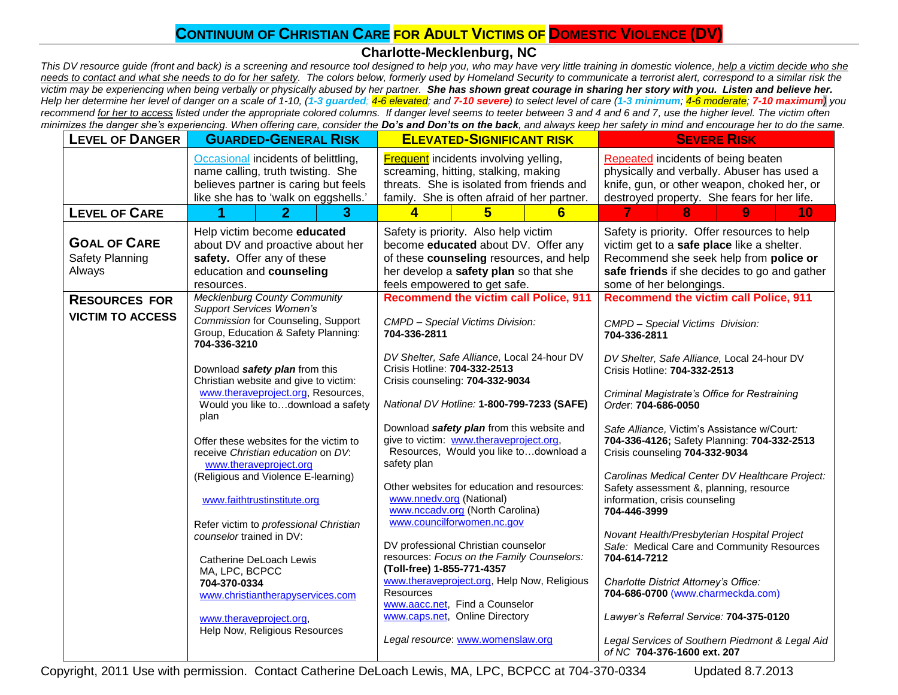# Continuum of Christian Care for Adult Victims of Domestic Violence (DV)

## Charlotte-Mecklenburg, NC

*This DV resource guide (front and back) is a screening and resource tool designed to help you, who may have very little training in domestic violence, help a victim decide who she needs to contact and what she needs to do for her safety. The colors below, formerly used by Homeland Security to communicate a terrorist alert, correspond to a similar risk the victim may be experiencing when being verbally or physically abused by her partner. **She has shown great courage in sharing her story with you. Listen and believe her.** Help her determine her level of danger on a scale of 1-10, (**1-3 guarded**; **4-6 elevated**; and **7-10 severe**) to select level of care (**1-3 minimum**; **4-6 moderate**; **7-10 maximum**) you recommend for her to access listed under the appropriate colored columns. If danger level seems to teeter between 3 and 4 and 6 and 7, use the higher level. The victim often minimizes the danger she's experiencing. When offering care, consider the **Do's and Don'ts on the back**, and always keep her safety in mind and encourage her to do the same.*

| **Level of Danger** | **Guarded-General Risk** | **Elevated-Significant Risk** | **Severe Risk** |
|---|---|---|---|
| | Occasional incidents of belittling, name calling, truth twisting. She believes partner is caring but feels like she has to 'walk on eggshells.' | Frequent incidents involving yelling, screaming, hitting, stalking, making threats. She is isolated from friends and family. She is often afraid of her partner. | Repeated incidents of being beaten physically and verbally. Abuser has used a knife, gun, or other weapon, choked her, or destroyed property. She fears for her life. |
| **Level of Care** | 1 · 2 · 3 | 4 · 5 · 6 | 7 · 8 · 9 · 10 |
| **Goal of Care**<br>Safety Planning Always | Help victim become **educated** about DV and proactive about her **safety.** Offer any of these education and **counseling** resources. | Safety is priority. Also help victim become **educated** about DV. Offer any of these **counseling** resources, and help her develop a **safety plan** so that she feels empowered to get safe. | Safety is priority. Offer resources to help victim get to a **safe place** like a shelter. Recommend she seek help from **police or safe friends** if she decides to go and gather some of her belongings. |
| **Resources for Victim to Access** | *Mecklenburg County Community Support Services Women's Commission* for Counseling, Support Group, Education & Safety Planning: **704-336-3210**<br><br>Download ***safety plan*** from this Christian website and give to victim: www.theraveproject.org, Resources, Would you like to…download a safety plan<br><br>Offer these websites for the victim to receive *Christian education* on *DV*: www.theraveproject.org (Religious and Violence E-learning)<br><br>www.faithtrustinstitute.org<br><br>Refer victim to *professional Christian counselor* trained in DV:<br><br>Catherine DeLoach Lewis MA, LPC, BCPCC **704-370-0334** www.christiantherapyservices.com<br><br>www.theraveproject.org, Help Now, Religious Resources | **Recommend the victim call Police, 911**<br><br>*CMPD – Special Victims Division:* **704-336-2811**<br><br>*DV Shelter, Safe Alliance,* Local 24-hour DV Crisis Hotline: **704-332-2513** Crisis counseling: **704-332-9034**<br><br>*National DV Hotline:* **1-800-799-7233 (SAFE)**<br><br>Download ***safety plan*** from this website and give to victim: www.theraveproject.org, Resources, Would you like to…download a safety plan<br><br>Other websites for education and resources: www.nnedv.org (National) www.nccadv.org (North Carolina) www.councilforwomen.nc.gov<br><br>DV professional Christian counselor resources: *Focus on the Family Counselors:* **(Toll-free) 1-855-771-4357** www.theraveproject.org, Help Now, Religious Resources www.aacc.net, Find a Counselor www.caps.net, Online Directory<br><br>*Legal resource*: www.womenslaw.org | **Recommend the victim call Police, 911**<br><br>*CMPD – Special Victims Division:* **704-336-2811**<br><br>*DV Shelter, Safe Alliance,* Local 24-hour DV Crisis Hotline: **704-332-2513**<br><br>*Criminal Magistrate's Office for Restraining Order*: **704-686-0050**<br><br>*Safe Alliance,* Victim's Assistance w/Court*:* **704-336-4126;** Safety Planning: **704-332-2513** Crisis counseling **704-332-9034**<br><br>*Carolinas Medical Center DV Healthcare Project:* Safety assessment &, planning, resource information, crisis counseling **704-446-3999**<br><br>*Novant Health/Presbyterian Hospital Project Safe:* Medical Care and Community Resources **704-614-7212**<br><br>*Charlotte District Attorney's Office:* **704-686-0700** (www.charmeckda.com)<br><br>*Lawyer's Referral Service:* **704-375-0120**<br><br>*Legal Services of Southern Piedmont & Legal Aid of NC* **704-376-1600 ext. 207** |

Copyright, 2011 Use with permission. Contact Catherine DeLoach Lewis, MA, LPC, BCPCC at 704-370-0334 Updated 8.7.2013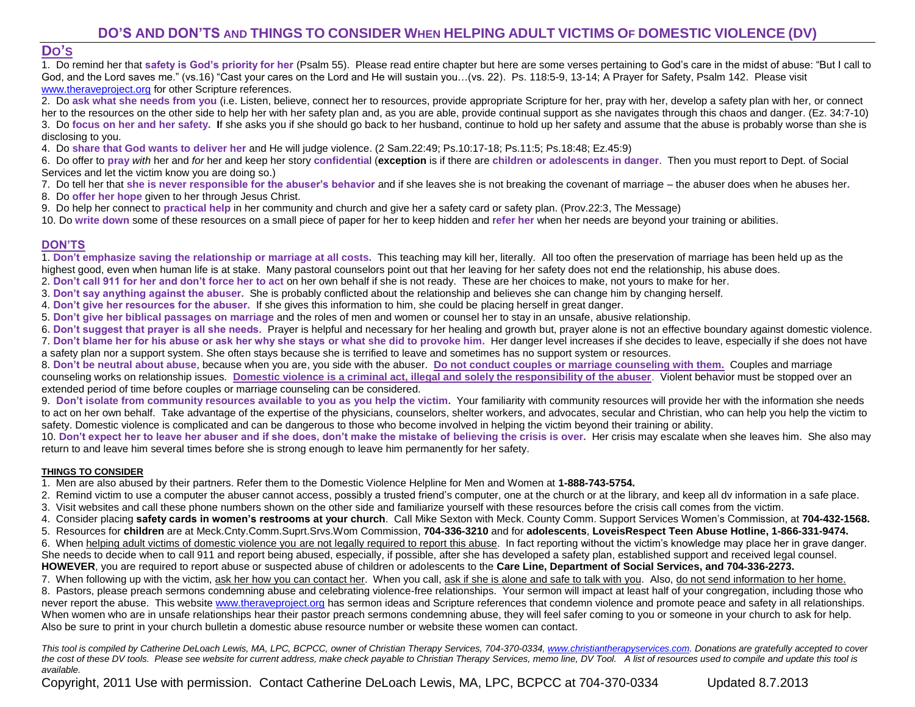# DO'S AND DON'TS AND THINGS TO CONSIDER WHEN HELPING ADULT VICTIMS OF DOMESTIC VIOLENCE (DV)

## Do's

1. Do remind her that **safety is God's priority for her** (Psalm 55). Please read entire chapter but here are some verses pertaining to God's care in the midst of abuse: "But I call to God, and the Lord saves me." (vs.16) "Cast your cares on the Lord and He will sustain you…(vs. 22). Ps. 118:5-9, 13-14; A Prayer for Safety, Psalm 142. Please visit www.theraveproject.org for other Scripture references.
2. Do **ask what she needs from you** (i.e. Listen, believe, connect her to resources, provide appropriate Scripture for her, pray with her, develop a safety plan with her, or connect her to the resources on the other side to help her with her safety plan and, as you are able, provide continual support as she navigates through this chaos and danger. (Ez. 34:7-10)
3. Do **focus on her and her safety. I**f she asks you if she should go back to her husband, continue to hold up her safety and assume that the abuse is probably worse than she is disclosing to you.
4. Do **share that God wants to deliver her** and He will judge violence. (2 Sam.22:49; Ps.10:17-18; Ps.11:5; Ps.18:48; Ez.45:9)
6. Do offer to **pray** *with* her and *for* her and keep her story **confidential** (**exception** is if there are **children or adolescents in danger**. Then you must report to Dept. of Social Services and let the victim know you are doing so.)
7. Do tell her that **she is never responsible for the abuser's behavior** and if she leaves she is not breaking the covenant of marriage – the abuser does when he abuses her.
8. Do **offer her hope** given to her through Jesus Christ.
9. Do help her connect to **practical help** in her community and church and give her a safety card or safety plan. (Prov.22:3, The Message)
10. Do **write down** some of these resources on a small piece of paper for her to keep hidden and **refer her** when her needs are beyond your training or abilities.

## DON'TS

1. **Don't emphasize saving the relationship or marriage at all costs.** This teaching may kill her, literally. All too often the preservation of marriage has been held up as the highest good, even when human life is at stake. Many pastoral counselors point out that her leaving for her safety does not end the relationship, his abuse does.
2. **Don't call 911 for her and don't force her to act** on her own behalf if she is not ready. These are her choices to make, not yours to make for her.
3. **Don't say anything against the abuser.** She is probably conflicted about the relationship and believes she can change him by changing herself.
4. **Don't give her resources for the abuser.** If she gives this information to him, she could be placing herself in great danger.
5. **Don't give her biblical passages on marriage** and the roles of men and women or counsel her to stay in an unsafe, abusive relationship.
6. **Don't suggest that prayer is all she needs.** Prayer is helpful and necessary for her healing and growth but, prayer alone is not an effective boundary against domestic violence.
7. **Don't blame her for his abuse or ask her why she stays or what she did to provoke him.** Her danger level increases if she decides to leave, especially if she does not have a safety plan nor a support system. She often stays because she is terrified to leave and sometimes has no support system or resources.
8. **Don't be neutral about abuse**, because when you are, you side with the abuser. **Do not conduct couples or marriage counseling with them.** Couples and marriage counseling works on relationship issues. **Domestic violence is a criminal act, illegal and solely the responsibility of the abuser**. Violent behavior must be stopped over an extended period of time before couples or marriage counseling can be considered.
9. **Don't isolate from community resources available to you as you help the victim.** Your familiarity with community resources will provide her with the information she needs to act on her own behalf. Take advantage of the expertise of the physicians, counselors, shelter workers, and advocates, secular and Christian, who can help you help the victim to safety. Domestic violence is complicated and can be dangerous to those who become involved in helping the victim beyond their training or ability.
10. **Don't expect her to leave her abuser and if she does, don't make the mistake of believing the crisis is over.** Her crisis may escalate when she leaves him. She also may return to and leave him several times before she is strong enough to leave him permanently for her safety.

### THINGS TO CONSIDER

1. Men are also abused by their partners. Refer them to the Domestic Violence Helpline for Men and Women at **1-888-743-5754.**
2. Remind victim to use a computer the abuser cannot access, possibly a trusted friend's computer, one at the church or at the library, and keep all dv information in a safe place.
3. Visit websites and call these phone numbers shown on the other side and familiarize yourself with these resources before the crisis call comes from the victim.
4. Consider placing **safety cards in women's restrooms at your church**. Call Mike Sexton with Meck. County Comm. Support Services Women's Commission, at **704-432-1568.**
5. Resources for **children** are at Meck.Cnty.Comm.Suprt.Srvs.Wom Commission, **704-336-3210** and for **adolescents**, **LoveisRespect Teen Abuse Hotline, 1-866-331-9474.**
6. When helping adult victims of domestic violence you are not legally required to report this abuse. In fact reporting without the victim's knowledge may place her in grave danger. She needs to decide when to call 911 and report being abused, especially, if possible, after she has developed a safety plan, established support and received legal counsel. **HOWEVER**, you are required to report abuse or suspected abuse of children or adolescents to the **Care Line, Department of Social Services, and 704-336-2273.**
7. When following up with the victim, ask her how you can contact her. When you call, ask if she is alone and safe to talk with you. Also, do not send information to her home.
8. Pastors, please preach sermons condemning abuse and celebrating violence-free relationships. Your sermon will impact at least half of your congregation, including those who never report the abuse. This website www.theraveproject.org has sermon ideas and Scripture references that condemn violence and promote peace and safety in all relationships. When women who are in unsafe relationships hear their pastor preach sermons condemning abuse, they will feel safer coming to you or someone in your church to ask for help. Also be sure to print in your church bulletin a domestic abuse resource number or website these women can contact.

*This tool is compiled by Catherine DeLoach Lewis, MA, LPC, BCPCC, owner of Christian Therapy Services, 704-370-0334, www.christiantherapyservices.com. Donations are gratefully accepted to cover the cost of these DV tools. Please see website for current address, make check payable to Christian Therapy Services, memo line, DV Tool. A list of resources used to compile and update this tool is available.*

Copyright, 2011 Use with permission. Contact Catherine DeLoach Lewis, MA, LPC, BCPCC at 704-370-0334 Updated 8.7.2013